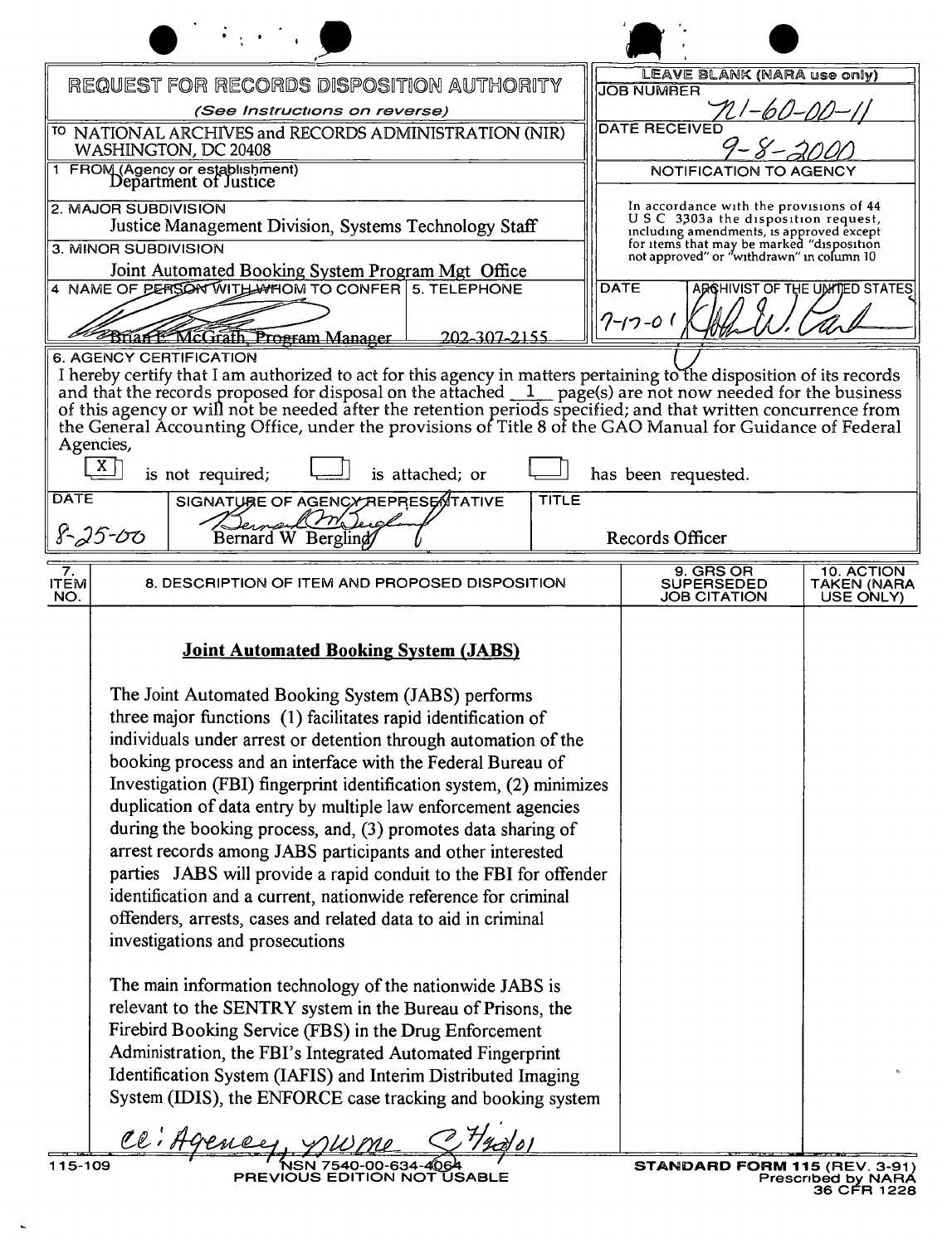# REQUEST FOR RECORDS DISPOSITION AUTHORITY

*(See Instructions on reverse)*

| | LEAVE BLANK (NARA use only) |
|---|---|
| TO NATIONAL ARCHIVES and RECORDS ADMINISTRATION (NIR) WASHINGTON, DC 20408 | JOB NUMBER: N1-60-00-11 |
| 1. FROM (Agency or establishment): Department of Justice | DATE RECEIVED: 9-8-2000 |
| 2. MAJOR SUBDIVISION: Justice Management Division, Systems Technology Staff | NOTIFICATION TO AGENCY |
| 3. MINOR SUBDIVISION: Joint Automated Booking System Program Mgt Office | In accordance with the provisions of 44 U S C 3303a the disposition request, including amendments, is approved except for items that may be marked "disposition not approved" or "withdrawn" in column 10 |
| 4. NAME OF PERSON WITH WHOM TO CONFER: Brian E. McGrath, Program Manager — 5. TELEPHONE: 202-307-2155 | DATE: 7-17-01 — ARCHIVIST OF THE UNITED STATES: [signature] |

**6. AGENCY CERTIFICATION**

I hereby certify that I am authorized to act for this agency in matters pertaining to the disposition of its records and that the records proposed for disposal on the attached 1 page(s) are not now needed for the business of this agency or will not be needed after the retention periods specified; and that written concurrence from the General Accounting Office, under the provisions of Title 8 of the GAO Manual for Guidance of Federal Agencies,

[X] is not required; [ ] is attached; or [ ] has been requested.

| DATE | SIGNATURE OF AGENCY REPRESENTATIVE | TITLE |
|---|---|---|
| 8-25-00 | Bernard W Berglind | Records Officer |

| 7. ITEM NO. | 8. DESCRIPTION OF ITEM AND PROPOSED DISPOSITION | 9. GRS OR SUPERSEDED JOB CITATION | 10. ACTION TAKEN (NARA USE ONLY) |
|---|---|---|---|

**Joint Automated Booking System (JABS)**

The Joint Automated Booking System (JABS) performs three major functions (1) facilitates rapid identification of individuals under arrest or detention through automation of the booking process and an interface with the Federal Bureau of Investigation (FBI) fingerprint identification system, (2) minimizes duplication of data entry by multiple law enforcement agencies during the booking process, and, (3) promotes data sharing of arrest records among JABS participants and other interested parties JABS will provide a rapid conduit to the FBI for offender identification and a current, nationwide reference for criminal offenders, arrests, cases and related data to aid in criminal investigations and prosecutions

The main information technology of the nationwide JABS is relevant to the SENTRY system in the Bureau of Prisons, the Firebird Booking Service (FBS) in the Drug Enforcement Administration, the FBI's Integrated Automated Fingerprint Identification System (IAFIS) and Interim Distributed Imaging System (IDIS), the ENFORCE case tracking and booking system

cc: Agency, NWME 7/20/01

115-109 NSN 7540-00-634-4064 PREVIOUS EDITION NOT USABLE — STANDARD FORM 115 (REV. 3-91) Prescribed by NARA 36 CFR 1228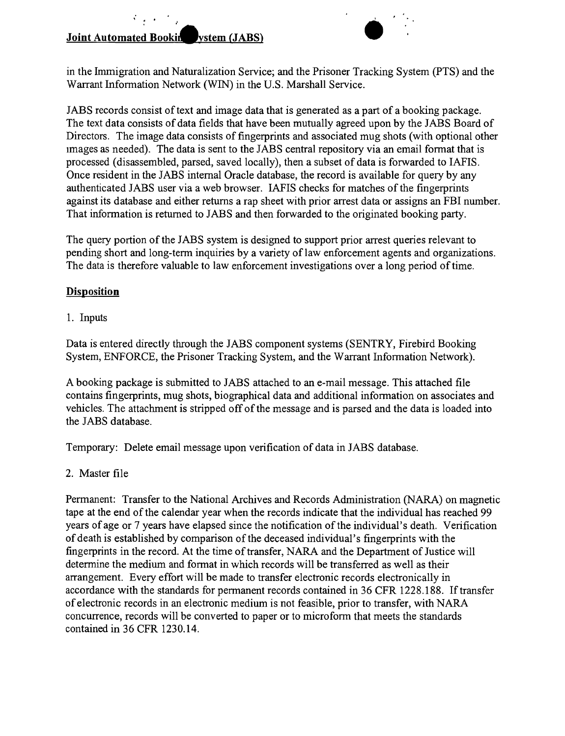in the Immigration and Naturalization Service; and the Prisoner Tracking System (PTS) and the Warrant Information Network (WIN) in the U.S. Marshall Service.

JABS records consist of text and image data that is generated as a part of a booking package. The text data consists of data fields that have been mutually agreed upon by the JABS Board of Directors. The image data consists of fingerprints and associated mug shots (with optional other images as needed). The data is sent to the JABS central repository via an email format that is processed (disassembled, parsed, saved locally), then a subset of data is forwarded to IAFIS. Once resident in the JABS internal Oracle database, the record is available for query by any authenticated JABS user via a web browser. IAFIS checks for matches of the fingerprints against its database and either returns a rap sheet with prior arrest data or assigns an FBI number. That information is returned to JABS and then forwarded to the originated booking party.

The query portion of the JABS system is designed to support prior arrest queries relevant to pending short and long-term inquiries by a variety of law enforcement agents and organizations. The data is therefore valuable to law enforcement investigations over a long period of time.

## Disposition

1. Inputs

Data is entered directly through the JABS component systems (SENTRY, Firebird Booking System, ENFORCE, the Prisoner Tracking System, and the Warrant Information Network).

A booking package is submitted to JABS attached to an e-mail message. This attached file contains fingerprints, mug shots, biographical data and additional information on associates and vehicles. The attachment is stripped off of the message and is parsed and the data is loaded into the JABS database.

Temporary: Delete email message upon verification of data in JABS database.

2. Master file

Permanent: Transfer to the National Archives and Records Administration (NARA) on magnetic tape at the end of the calendar year when the records indicate that the individual has reached 99 years of age or 7 years have elapsed since the notification of the individual's death. Verification of death is established by comparison of the deceased individual's fingerprints with the fingerprints in the record. At the time of transfer, NARA and the Department of Justice will determine the medium and format in which records will be transferred as well as their arrangement. Every effort will be made to transfer electronic records electronically in accordance with the standards for permanent records contained in 36 CFR 1228.188. If transfer of electronic records in an electronic medium is not feasible, prior to transfer, with NARA concurrence, records will be converted to paper or to microform that meets the standards contained in 36 CFR 1230.14.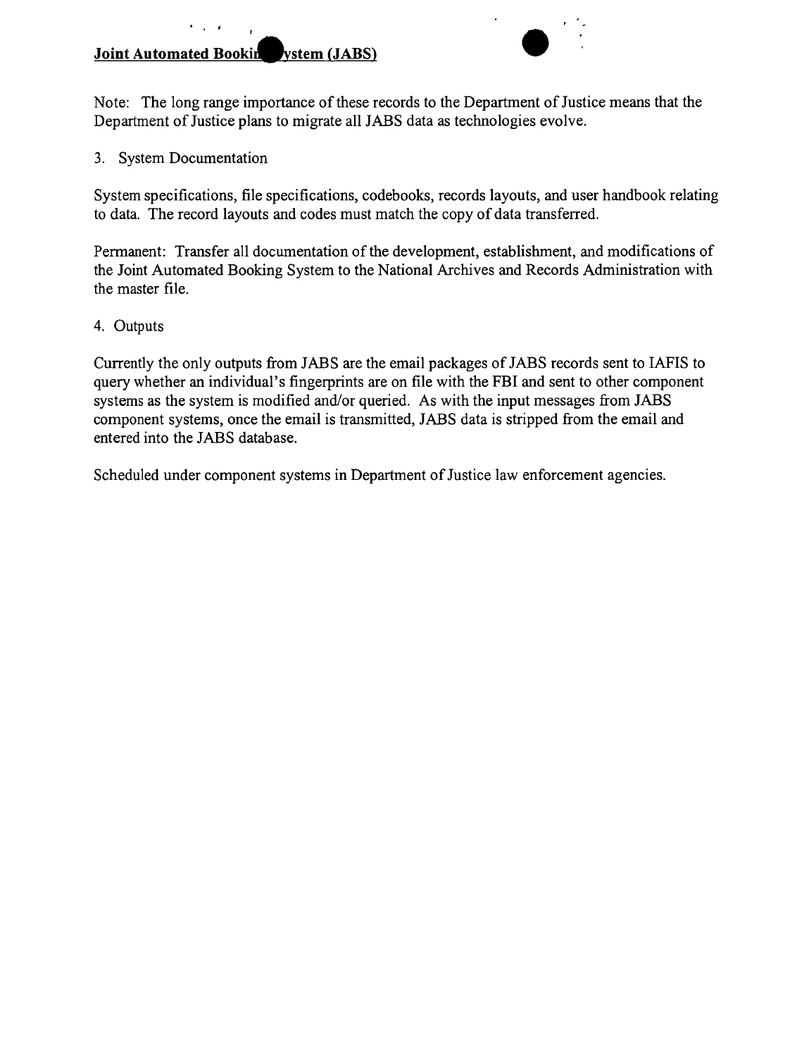Note: The long range importance of these records to the Department of Justice means that the Department of Justice plans to migrate all JABS data as technologies evolve.

3. System Documentation

System specifications, file specifications, codebooks, records layouts, and user handbook relating to data. The record layouts and codes must match the copy of data transferred.

Permanent: Transfer all documentation of the development, establishment, and modifications of the Joint Automated Booking System to the National Archives and Records Administration with the master file.

4. Outputs

Currently the only outputs from JABS are the email packages of JABS records sent to IAFIS to query whether an individual's fingerprints are on file with the FBI and sent to other component systems as the system is modified and/or queried. As with the input messages from JABS component systems, once the email is transmitted, JABS data is stripped from the email and entered into the JABS database.

Scheduled under component systems in Department of Justice law enforcement agencies.